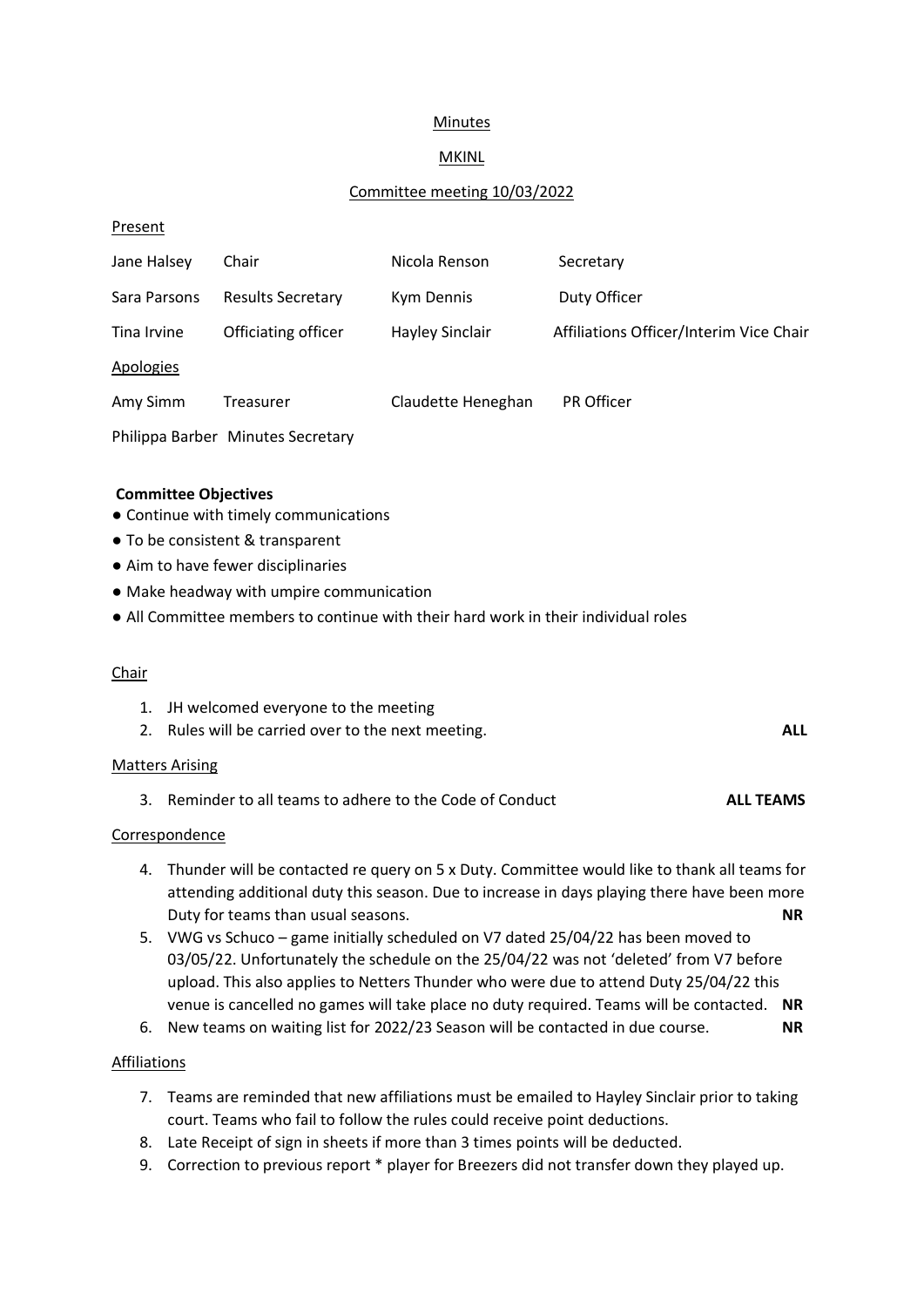# Minutes

## MKINL

## Committee meeting 10/03/2022

**Present**

| | | | |
|---|---|---|---|
| Jane Halsey | Chair | Nicola Renson | Secretary |
| Sara Parsons | Results Secretary | Kym Dennis | Duty Officer |
| Tina Irvine | Officiating officer | Hayley Sinclair | Affiliations Officer/Interim Vice Chair |

**Apologies**

| | | | |
|---|---|---|---|
| Amy Simm | Treasurer | Claudette Heneghan | PR Officer |
| Philippa Barber | Minutes Secretary | | |

**Committee Objectives**

- Continue with timely communications
- To be consistent & transparent
- Aim to have fewer disciplinaries
- Make headway with umpire communication
- All Committee members to continue with their hard work in their individual roles

### Chair

1. JH welcomed everyone to the meeting
2. Rules will be carried over to the next meeting. **ALL**

### Matters Arising

3. Reminder to all teams to adhere to the Code of Conduct **ALL TEAMS**

### Correspondence

4. Thunder will be contacted re query on 5 x Duty. Committee would like to thank all teams for attending additional duty this season. Due to increase in days playing there have been more Duty for teams than usual seasons. **NR**
5. VWG vs Schuco – game initially scheduled on V7 dated 25/04/22 has been moved to 03/05/22. Unfortunately the schedule on the 25/04/22 was not 'deleted' from V7 before upload. This also applies to Netters Thunder who were due to attend Duty 25/04/22 this venue is cancelled no games will take place no duty required. Teams will be contacted. **NR**
6. New teams on waiting list for 2022/23 Season will be contacted in due course. **NR**

### Affiliations

7. Teams are reminded that new affiliations must be emailed to Hayley Sinclair prior to taking court. Teams who fail to follow the rules could receive point deductions.
8. Late Receipt of sign in sheets if more than 3 times points will be deducted.
9. Correction to previous report * player for Breezers did not transfer down they played up.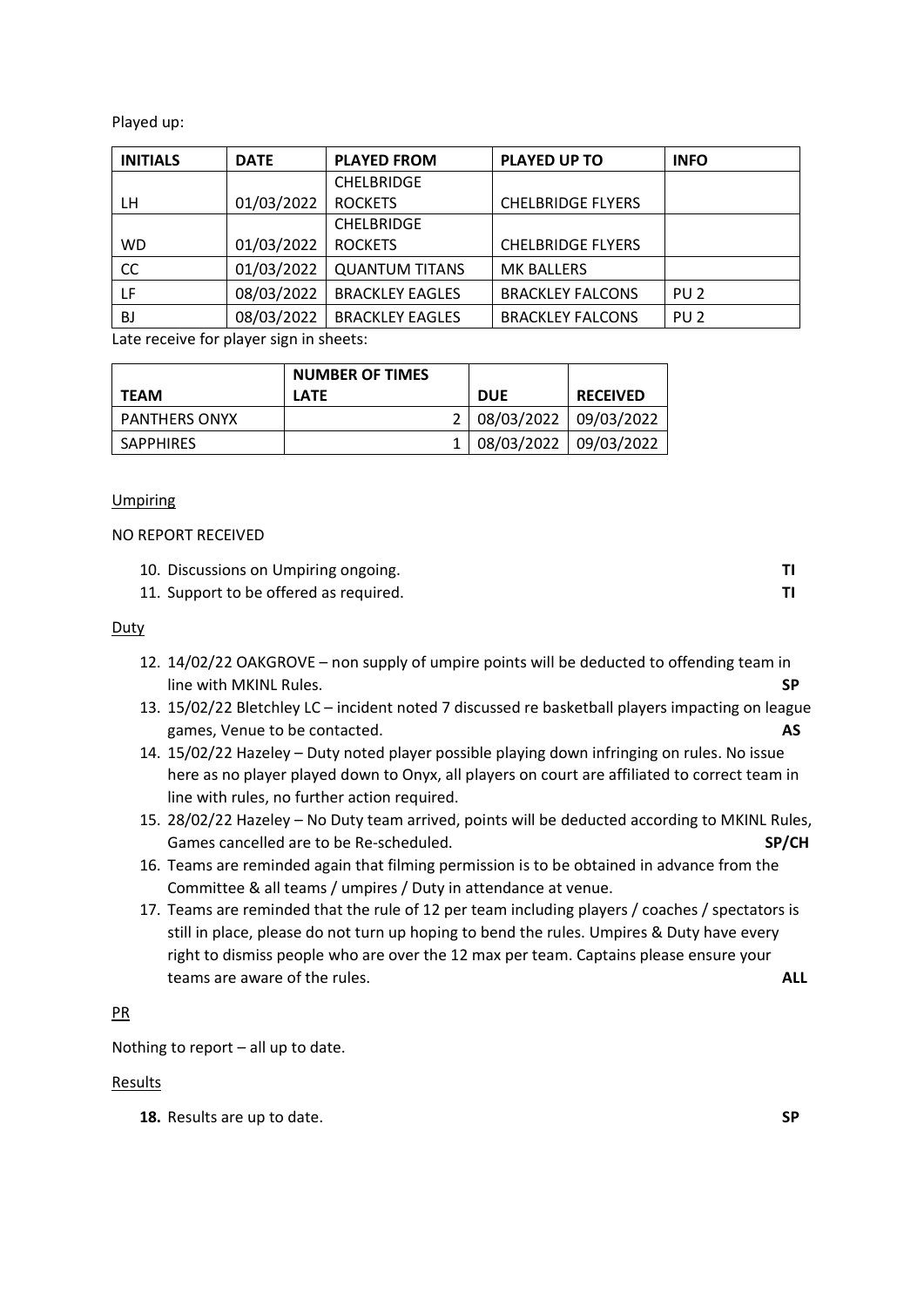Played up:

| INITIALS | DATE | PLAYED FROM | PLAYED UP TO | INFO |
|---|---|---|---|---|
| LH | 01/03/2022 | CHELBRIDGE ROCKETS | CHELBRIDGE FLYERS | |
| WD | 01/03/2022 | CHELBRIDGE ROCKETS | CHELBRIDGE FLYERS | |
| CC | 01/03/2022 | QUANTUM TITANS | MK BALLERS | |
| LF | 08/03/2022 | BRACKLEY EAGLES | BRACKLEY FALCONS | PU 2 |
| BJ | 08/03/2022 | BRACKLEY EAGLES | BRACKLEY FALCONS | PU 2 |

Late receive for player sign in sheets:

| TEAM | NUMBER OF TIMES LATE | DUE | RECEIVED |
|---|---|---|---|
| PANTHERS ONYX | 2 | 08/03/2022 | 09/03/2022 |
| SAPPHIRES | 1 | 08/03/2022 | 09/03/2022 |

Umpiring

NO REPORT RECEIVED

10. Discussions on Umpiring ongoing. **TI**
11. Support to be offered as required. **TI**

Duty

12. 14/02/22 OAKGROVE – non supply of umpire points will be deducted to offending team in line with MKINL Rules. **SP**
13. 15/02/22 Bletchley LC – incident noted 7 discussed re basketball players impacting on league games, Venue to be contacted. **AS**
14. 15/02/22 Hazeley – Duty noted player possible playing down infringing on rules. No issue here as no player played down to Onyx, all players on court are affiliated to correct team in line with rules, no further action required.
15. 28/02/22 Hazeley – No Duty team arrived, points will be deducted according to MKINL Rules, Games cancelled are to be Re-scheduled. **SP/CH**
16. Teams are reminded again that filming permission is to be obtained in advance from the Committee & all teams / umpires / Duty in attendance at venue.
17. Teams are reminded that the rule of 12 per team including players / coaches / spectators is still in place, please do not turn up hoping to bend the rules. Umpires & Duty have every right to dismiss people who are over the 12 max per team. Captains please ensure your teams are aware of the rules. **ALL**

PR

Nothing to report – all up to date.

Results

**18.** Results are up to date. **SP**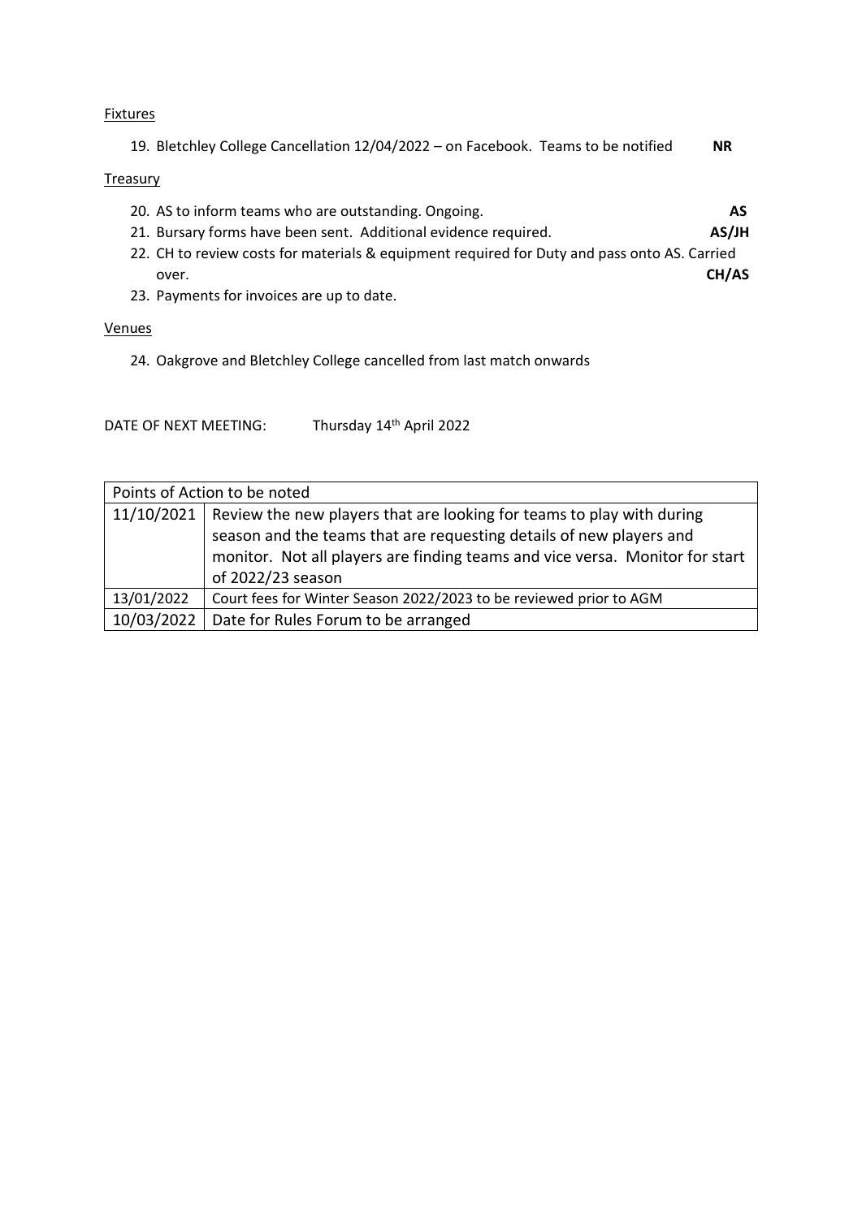Fixtures

19. Bletchley College Cancellation 12/04/2022 – on Facebook. Teams to be notified **NR**

Treasury

20. AS to inform teams who are outstanding. Ongoing. **AS**
21. Bursary forms have been sent. Additional evidence required. **AS/JH**
22. CH to review costs for materials & equipment required for Duty and pass onto AS. Carried over. **CH/AS**
23. Payments for invoices are up to date.

Venues

24. Oakgrove and Bletchley College cancelled from last match onwards

DATE OF NEXT MEETING: Thursday 14th April 2022

| Points of Action to be noted | |
|---|---|
| 11/10/2021 | Review the new players that are looking for teams to play with during season and the teams that are requesting details of new players and monitor. Not all players are finding teams and vice versa. Monitor for start of 2022/23 season |
| 13/01/2022 | Court fees for Winter Season 2022/2023 to be reviewed prior to AGM |
| 10/03/2022 | Date for Rules Forum to be arranged |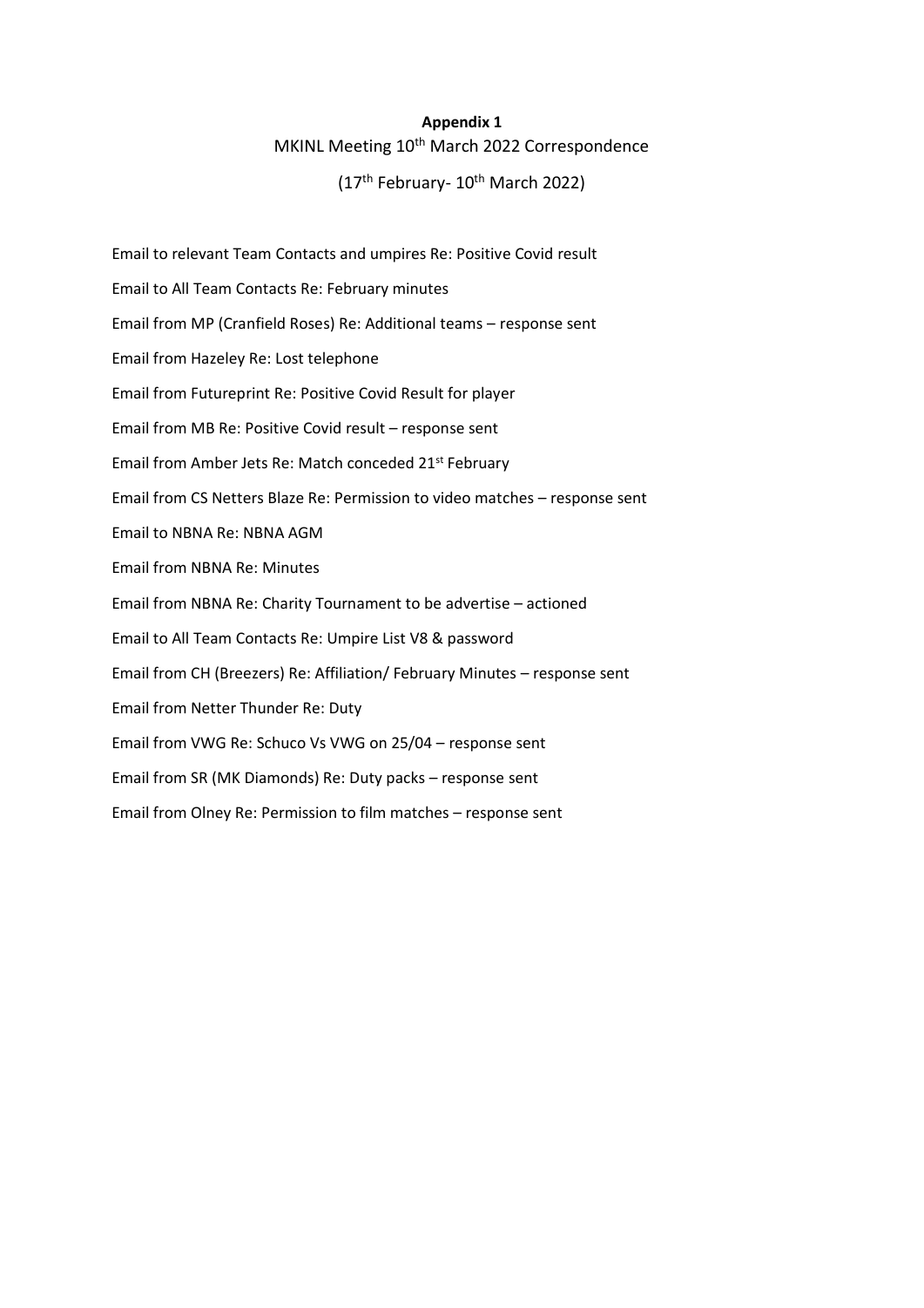**Appendix 1**

MKINL Meeting 10th March 2022 Correspondence

(17th February- 10th March 2022)

Email to relevant Team Contacts and umpires Re: Positive Covid result

Email to All Team Contacts Re: February minutes

Email from MP (Cranfield Roses) Re: Additional teams – response sent

Email from Hazeley Re: Lost telephone

Email from Futureprint Re: Positive Covid Result for player

Email from MB Re: Positive Covid result – response sent

Email from Amber Jets Re: Match conceded 21st February

Email from CS Netters Blaze Re: Permission to video matches – response sent

Email to NBNA Re: NBNA AGM

Email from NBNA Re: Minutes

Email from NBNA Re: Charity Tournament to be advertise – actioned

Email to All Team Contacts Re: Umpire List V8 & password

Email from CH (Breezers) Re: Affiliation/ February Minutes – response sent

Email from Netter Thunder Re: Duty

Email from VWG Re: Schuco Vs VWG on 25/04 – response sent

Email from SR (MK Diamonds) Re: Duty packs – response sent

Email from Olney Re: Permission to film matches – response sent